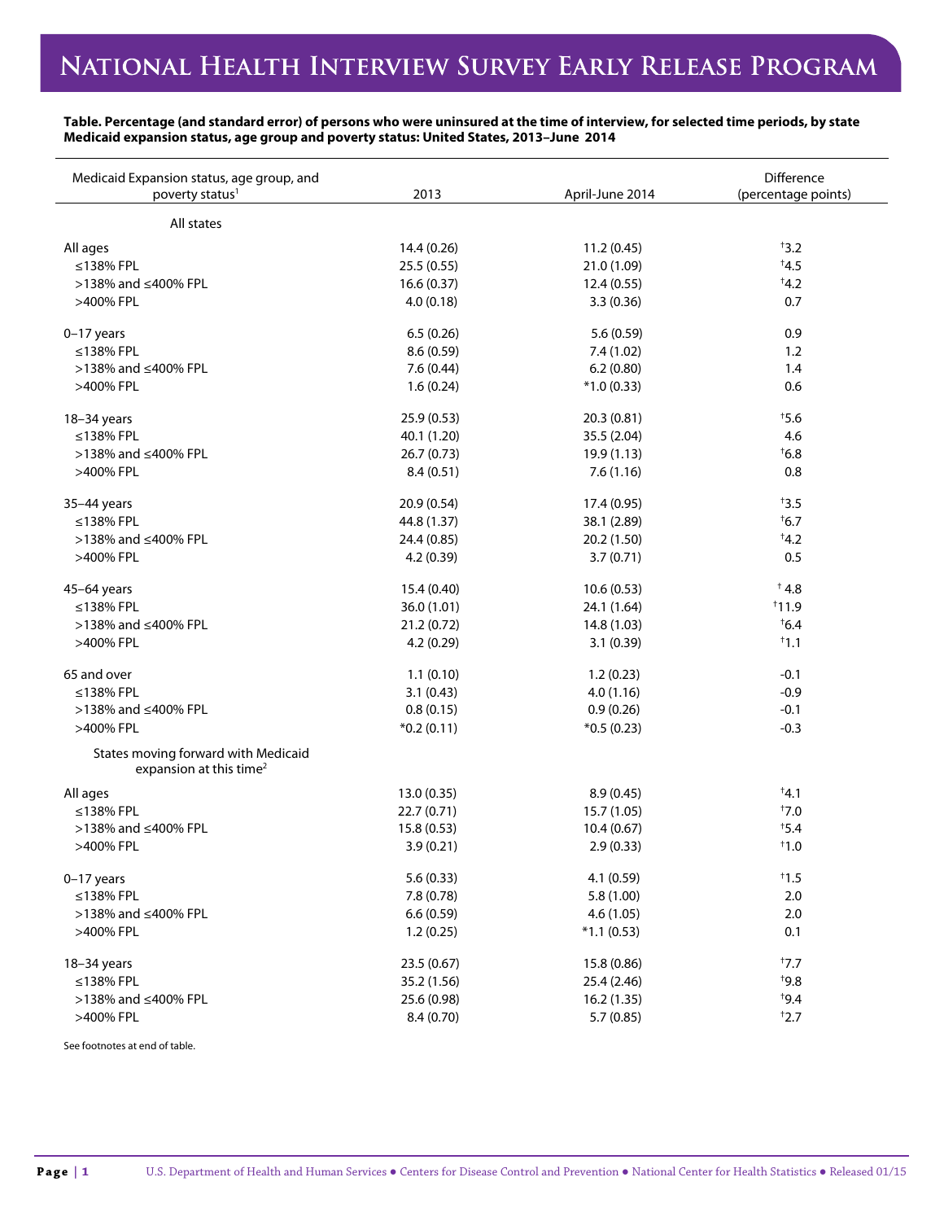# National Health Interview Survey Early Release Program

**Table. Percentage (and standard error) of persons who were uninsured at the time of interview, for selected time periods, by state Medicaid expansion status, age group and poverty status: United States, 2013–June 2014**

| Medicaid Expansion status, age group, and poverty status[1] | 2013 | April-June 2014 | Difference (percentage points) |
|---|---|---|---|
| **All states** | | | |
| All ages | 14.4 (0.26) | 11.2 (0.45) | †3.2 |
| ≤138% FPL | 25.5 (0.55) | 21.0 (1.09) | †4.5 |
| >138% and ≤400% FPL | 16.6 (0.37) | 12.4 (0.55) | †4.2 |
| >400% FPL | 4.0 (0.18) | 3.3 (0.36) | 0.7 |
| 0–17 years | 6.5 (0.26) | 5.6 (0.59) | 0.9 |
| ≤138% FPL | 8.6 (0.59) | 7.4 (1.02) | 1.2 |
| >138% and ≤400% FPL | 7.6 (0.44) | 6.2 (0.80) | 1.4 |
| >400% FPL | 1.6 (0.24) | *1.0 (0.33) | 0.6 |
| 18–34 years | 25.9 (0.53) | 20.3 (0.81) | †5.6 |
| ≤138% FPL | 40.1 (1.20) | 35.5 (2.04) | 4.6 |
| >138% and ≤400% FPL | 26.7 (0.73) | 19.9 (1.13) | †6.8 |
| >400% FPL | 8.4 (0.51) | 7.6 (1.16) | 0.8 |
| 35–44 years | 20.9 (0.54) | 17.4 (0.95) | †3.5 |
| ≤138% FPL | 44.8 (1.37) | 38.1 (2.89) | †6.7 |
| >138% and ≤400% FPL | 24.4 (0.85) | 20.2 (1.50) | †4.2 |
| >400% FPL | 4.2 (0.39) | 3.7 (0.71) | 0.5 |
| 45–64 years | 15.4 (0.40) | 10.6 (0.53) | † 4.8 |
| ≤138% FPL | 36.0 (1.01) | 24.1 (1.64) | †11.9 |
| >138% and ≤400% FPL | 21.2 (0.72) | 14.8 (1.03) | †6.4 |
| >400% FPL | 4.2 (0.29) | 3.1 (0.39) | †1.1 |
| 65 and over | 1.1 (0.10) | 1.2 (0.23) | -0.1 |
| ≤138% FPL | 3.1 (0.43) | 4.0 (1.16) | -0.9 |
| >138% and ≤400% FPL | 0.8 (0.15) | 0.9 (0.26) | -0.1 |
| >400% FPL | *0.2 (0.11) | *0.5 (0.23) | -0.3 |
| **States moving forward with Medicaid expansion at this time[2]** | | | |
| All ages | 13.0 (0.35) | 8.9 (0.45) | †4.1 |
| ≤138% FPL | 22.7 (0.71) | 15.7 (1.05) | †7.0 |
| >138% and ≤400% FPL | 15.8 (0.53) | 10.4 (0.67) | †5.4 |
| >400% FPL | 3.9 (0.21) | 2.9 (0.33) | †1.0 |
| 0–17 years | 5.6 (0.33) | 4.1 (0.59) | †1.5 |
| ≤138% FPL | 7.8 (0.78) | 5.8 (1.00) | 2.0 |
| >138% and ≤400% FPL | 6.6 (0.59) | 4.6 (1.05) | 2.0 |
| >400% FPL | 1.2 (0.25) | *1.1 (0.53) | 0.1 |
| 18–34 years | 23.5 (0.67) | 15.8 (0.86) | †7.7 |
| ≤138% FPL | 35.2 (1.56) | 25.4 (2.46) | †9.8 |
| >138% and ≤400% FPL | 25.6 (0.98) | 16.2 (1.35) | †9.4 |
| >400% FPL | 8.4 (0.70) | 5.7 (0.85) | †2.7 |

See footnotes at end of table.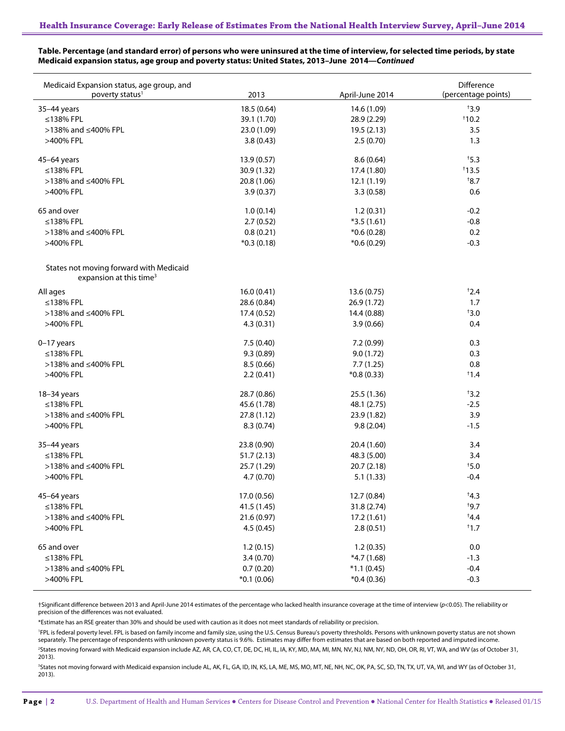**Table. Percentage (and standard error) of persons who were uninsured at the time of interview, for selected time periods, by state Medicaid expansion status, age group and poverty status: United States, 2013–June 2014—*Continued***

| Medicaid Expansion status, age group, and poverty status[1] | 2013 | April-June 2014 | Difference (percentage points) |
|---|---|---|---|
| 35–44 years | 18.5 (0.64) | 14.6 (1.09) | †3.9 |
| ≤138% FPL | 39.1 (1.70) | 28.9 (2.29) | †10.2 |
| >138% and ≤400% FPL | 23.0 (1.09) | 19.5 (2.13) | 3.5 |
| >400% FPL | 3.8 (0.43) | 2.5 (0.70) | 1.3 |
| 45–64 years | 13.9 (0.57) | 8.6 (0.64) | †5.3 |
| ≤138% FPL | 30.9 (1.32) | 17.4 (1.80) | †13.5 |
| >138% and ≤400% FPL | 20.8 (1.06) | 12.1 (1.19) | †8.7 |
| >400% FPL | 3.9 (0.37) | 3.3 (0.58) | 0.6 |
| 65 and over | 1.0 (0.14) | 1.2 (0.31) | -0.2 |
| ≤138% FPL | 2.7 (0.52) | *3.5 (1.61) | -0.8 |
| >138% and ≤400% FPL | 0.8 (0.21) | *0.6 (0.28) | 0.2 |
| >400% FPL | *0.3 (0.18) | *0.6 (0.29) | -0.3 |
| States not moving forward with Medicaid expansion at this time[3] | | | |
| All ages | 16.0 (0.41) | 13.6 (0.75) | †2.4 |
| ≤138% FPL | 28.6 (0.84) | 26.9 (1.72) | 1.7 |
| >138% and ≤400% FPL | 17.4 (0.52) | 14.4 (0.88) | †3.0 |
| >400% FPL | 4.3 (0.31) | 3.9 (0.66) | 0.4 |
| 0–17 years | 7.5 (0.40) | 7.2 (0.99) | 0.3 |
| ≤138% FPL | 9.3 (0.89) | 9.0 (1.72) | 0.3 |
| >138% and ≤400% FPL | 8.5 (0.66) | 7.7 (1.25) | 0.8 |
| >400% FPL | 2.2 (0.41) | *0.8 (0.33) | †1.4 |
| 18–34 years | 28.7 (0.86) | 25.5 (1.36) | †3.2 |
| ≤138% FPL | 45.6 (1.78) | 48.1 (2.75) | -2.5 |
| >138% and ≤400% FPL | 27.8 (1.12) | 23.9 (1.82) | 3.9 |
| >400% FPL | 8.3 (0.74) | 9.8 (2.04) | -1.5 |
| 35–44 years | 23.8 (0.90) | 20.4 (1.60) | 3.4 |
| ≤138% FPL | 51.7 (2.13) | 48.3 (5.00) | 3.4 |
| >138% and ≤400% FPL | 25.7 (1.29) | 20.7 (2.18) | †5.0 |
| >400% FPL | 4.7 (0.70) | 5.1 (1.33) | -0.4 |
| 45–64 years | 17.0 (0.56) | 12.7 (0.84) | †4.3 |
| ≤138% FPL | 41.5 (1.45) | 31.8 (2.74) | †9.7 |
| >138% and ≤400% FPL | 21.6 (0.97) | 17.2 (1.61) | †4.4 |
| >400% FPL | 4.5 (0.45) | 2.8 (0.51) | †1.7 |
| 65 and over | 1.2 (0.15) | 1.2 (0.35) | 0.0 |
| ≤138% FPL | 3.4 (0.70) | *4.7 (1.68) | -1.3 |
| >138% and ≤400% FPL | 0.7 (0.20) | *1.1 (0.45) | -0.4 |
| >400% FPL | *0.1 (0.06) | *0.4 (0.36) | -0.3 |

†Significant difference between 2013 and April-June 2014 estimates of the percentage who lacked health insurance coverage at the time of interview ($p<0.05$). The reliability or precision of the differences was not evaluated.

*Estimate has an RSE greater than 30% and should be used with caution as it does not meet standards of reliability or precision.

[1]FPL is federal poverty level. FPL is based on family income and family size, using the U.S. Census Bureau's poverty thresholds. Persons with unknown poverty status are not shown separately. The percentage of respondents with unknown poverty status is 9.6%. Estimates may differ from estimates that are based on both reported and imputed income.

[2]States moving forward with Medicaid expansion include AZ, AR, CA, CO, CT, DE, DC, HI, IL, IA, KY, MD, MA, MI, MN, NV, NJ, NM, NY, ND, OH, OR, RI, VT, WA, and WV (as of October 31, 2013).

[3]States not moving forward with Medicaid expansion include AL, AK, FL, GA, ID, IN, KS, LA, ME, MS, MO, MT, NE, NH, NC, OK, PA, SC, SD, TN, TX, UT, VA, WI, and WY (as of October 31, 2013).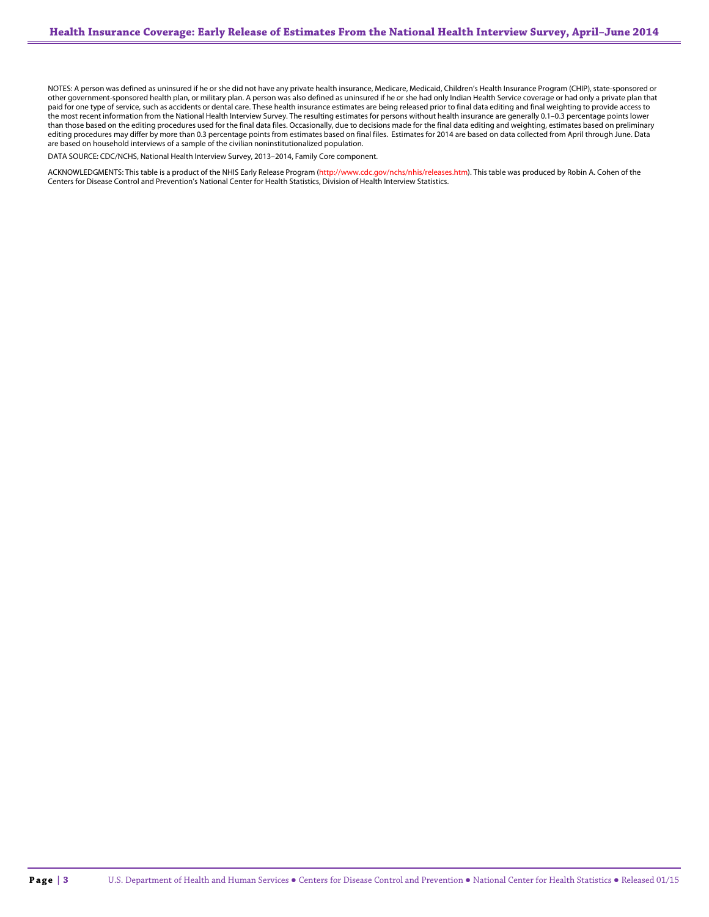NOTES: A person was defined as uninsured if he or she did not have any private health insurance, Medicare, Medicaid, Children's Health Insurance Program (CHIP), state-sponsored or other government-sponsored health plan, or military plan. A person was also defined as uninsured if he or she had only Indian Health Service coverage or had only a private plan that paid for one type of service, such as accidents or dental care. These health insurance estimates are being released prior to final data editing and final weighting to provide access to the most recent information from the National Health Interview Survey. The resulting estimates for persons without health insurance are generally 0.1–0.3 percentage points lower than those based on the editing procedures used for the final data files. Occasionally, due to decisions made for the final data editing and weighting, estimates based on preliminary editing procedures may differ by more than 0.3 percentage points from estimates based on final files. Estimates for 2014 are based on data collected from April through June. Data are based on household interviews of a sample of the civilian noninstitutionalized population.

DATA SOURCE: CDC/NCHS, National Health Interview Survey, 2013–2014, Family Core component.

ACKNOWLEDGMENTS: This table is a product of the NHIS Early Release Program (http://www.cdc.gov/nchs/nhis/releases.htm). This table was produced by Robin A. Cohen of the Centers for Disease Control and Prevention's National Center for Health Statistics, Division of Health Interview Statistics.